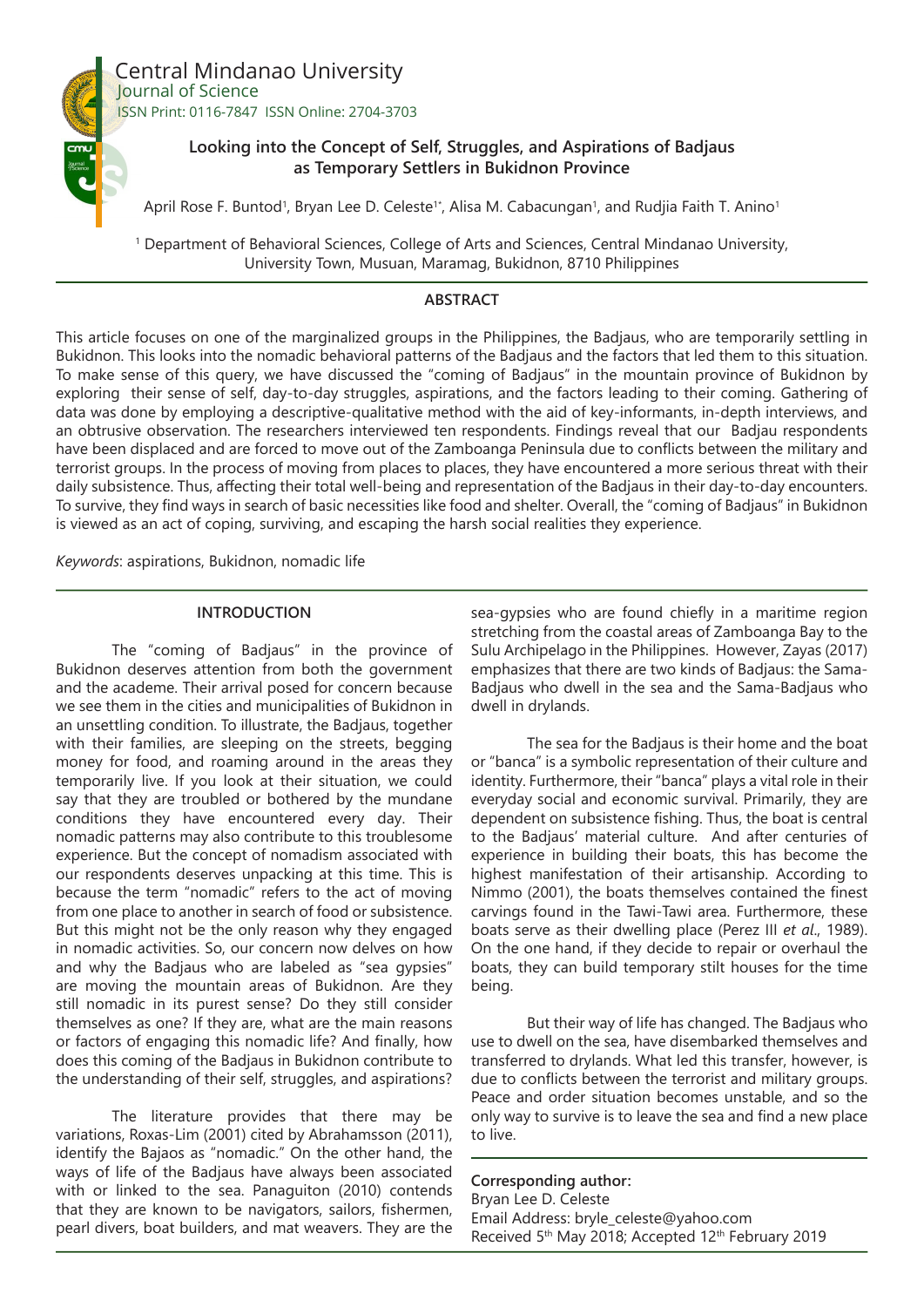Central Mindanao University
Journal of Science
ISSN Print: 0116-7847 ISSN Online: 2704-3703

# Looking into the Concept of Self, Struggles, and Aspirations of Badjaus as Temporary Settlers in Bukidnon Province

April Rose F. Buntod[1], Bryan Lee D. Celeste[1*], Alisa M. Cabacungan[1], and Rudjia Faith T. Anino[1]

[1] Department of Behavioral Sciences, College of Arts and Sciences, Central Mindanao University, University Town, Musuan, Maramag, Bukidnon, 8710 Philippines

## ABSTRACT

This article focuses on one of the marginalized groups in the Philippines, the Badjaus, who are temporarily settling in Bukidnon. This looks into the nomadic behavioral patterns of the Badjaus and the factors that led them to this situation. To make sense of this query, we have discussed the "coming of Badjaus" in the mountain province of Bukidnon by exploring their sense of self, day-to-day struggles, aspirations, and the factors leading to their coming. Gathering of data was done by employing a descriptive-qualitative method with the aid of key-informants, in-depth interviews, and an obtrusive observation. The researchers interviewed ten respondents. Findings reveal that our Badjau respondents have been displaced and are forced to move out of the Zamboanga Peninsula due to conflicts between the military and terrorist groups. In the process of moving from places to places, they have encountered a more serious threat with their daily subsistence. Thus, affecting their total well-being and representation of the Badjaus in their day-to-day encounters. To survive, they find ways in search of basic necessities like food and shelter. Overall, the "coming of Badjaus" in Bukidnon is viewed as an act of coping, surviving, and escaping the harsh social realities they experience.

*Keywords*: aspirations, Bukidnon, nomadic life

## INTRODUCTION

The "coming of Badjaus" in the province of Bukidnon deserves attention from both the government and the academe. Their arrival posed for concern because we see them in the cities and municipalities of Bukidnon in an unsettling condition. To illustrate, the Badjaus, together with their families, are sleeping on the streets, begging money for food, and roaming around in the areas they temporarily live. If you look at their situation, we could say that they are troubled or bothered by the mundane conditions they have encountered every day. Their nomadic patterns may also contribute to this troublesome experience. But the concept of nomadism associated with our respondents deserves unpacking at this time. This is because the term "nomadic" refers to the act of moving from one place to another in search of food or subsistence. But this might not be the only reason why they engaged in nomadic activities. So, our concern now delves on how and why the Badjaus who are labeled as "sea gypsies" are moving the mountain areas of Bukidnon. Are they still nomadic in its purest sense? Do they still consider themselves as one? If they are, what are the main reasons or factors of engaging this nomadic life? And finally, how does this coming of the Badjaus in Bukidnon contribute to the understanding of their self, struggles, and aspirations?

The literature provides that there may be variations, Roxas-Lim (2001) cited by Abrahamsson (2011), identify the Bajaos as "nomadic." On the other hand, the ways of life of the Badjaus have always been associated with or linked to the sea. Panaguiton (2010) contends that they are known to be navigators, sailors, fishermen, pearl divers, boat builders, and mat weavers. They are the sea-gypsies who are found chiefly in a maritime region stretching from the coastal areas of Zamboanga Bay to the Sulu Archipelago in the Philippines. However, Zayas (2017) emphasizes that there are two kinds of Badjaus: the Sama-Badjaus who dwell in the sea and the Sama-Badjaus who dwell in drylands.

The sea for the Badjaus is their home and the boat or "banca" is a symbolic representation of their culture and identity. Furthermore, their "banca" plays a vital role in their everyday social and economic survival. Primarily, they are dependent on subsistence fishing. Thus, the boat is central to the Badjaus' material culture. And after centuries of experience in building their boats, this has become the highest manifestation of their artisanship. According to Nimmo (2001), the boats themselves contained the finest carvings found in the Tawi-Tawi area. Furthermore, these boats serve as their dwelling place (Perez III *et al*., 1989). On the one hand, if they decide to repair or overhaul the boats, they can build temporary stilt houses for the time being.

But their way of life has changed. The Badjaus who use to dwell on the sea, have disembarked themselves and transferred to drylands. What led this transfer, however, is due to conflicts between the terrorist and military groups. Peace and order situation becomes unstable, and so the only way to survive is to leave the sea and find a new place to live.

**Corresponding author:**
Bryan Lee D. Celeste
Email Address: bryle_celeste@yahoo.com
Received 5th May 2018; Accepted 12th February 2019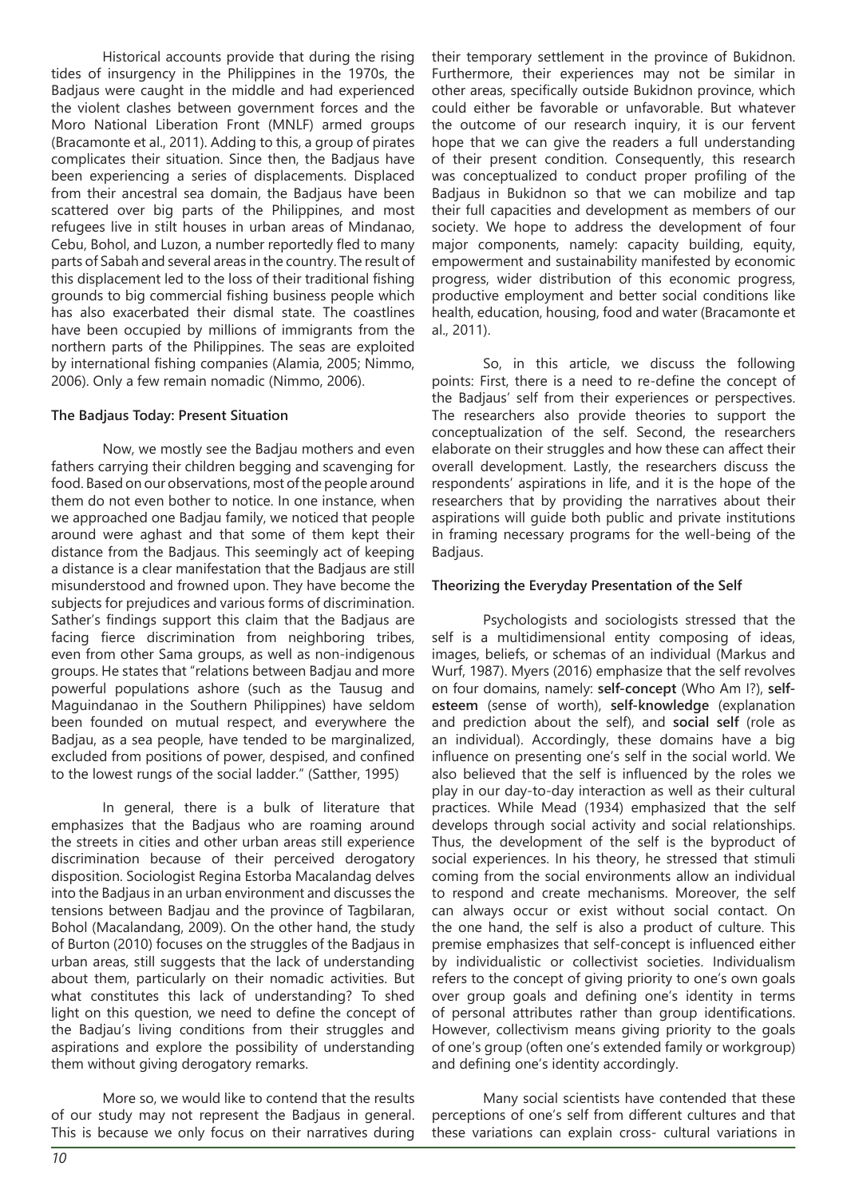Historical accounts provide that during the rising tides of insurgency in the Philippines in the 1970s, the Badjaus were caught in the middle and had experienced the violent clashes between government forces and the Moro National Liberation Front (MNLF) armed groups (Bracamonte et al., 2011). Adding to this, a group of pirates complicates their situation. Since then, the Badjaus have been experiencing a series of displacements. Displaced from their ancestral sea domain, the Badjaus have been scattered over big parts of the Philippines, and most refugees live in stilt houses in urban areas of Mindanao, Cebu, Bohol, and Luzon, a number reportedly fled to many parts of Sabah and several areas in the country. The result of this displacement led to the loss of their traditional fishing grounds to big commercial fishing business people which has also exacerbated their dismal state. The coastlines have been occupied by millions of immigrants from the northern parts of the Philippines. The seas are exploited by international fishing companies (Alamia, 2005; Nimmo, 2006). Only a few remain nomadic (Nimmo, 2006).

**The Badjaus Today: Present Situation**

Now, we mostly see the Badjau mothers and even fathers carrying their children begging and scavenging for food. Based on our observations, most of the people around them do not even bother to notice. In one instance, when we approached one Badjau family, we noticed that people around were aghast and that some of them kept their distance from the Badjaus. This seemingly act of keeping a distance is a clear manifestation that the Badjaus are still misunderstood and frowned upon. They have become the subjects for prejudices and various forms of discrimination. Sather's findings support this claim that the Badjaus are facing fierce discrimination from neighboring tribes, even from other Sama groups, as well as non-indigenous groups. He states that "relations between Badjau and more powerful populations ashore (such as the Tausug and Maguindanao in the Southern Philippines) have seldom been founded on mutual respect, and everywhere the Badjau, as a sea people, have tended to be marginalized, excluded from positions of power, despised, and confined to the lowest rungs of the social ladder." (Satther, 1995)

In general, there is a bulk of literature that emphasizes that the Badjaus who are roaming around the streets in cities and other urban areas still experience discrimination because of their perceived derogatory disposition. Sociologist Regina Estorba Macalandag delves into the Badjaus in an urban environment and discusses the tensions between Badjau and the province of Tagbilaran, Bohol (Macalandang, 2009). On the other hand, the study of Burton (2010) focuses on the struggles of the Badjaus in urban areas, still suggests that the lack of understanding about them, particularly on their nomadic activities. But what constitutes this lack of understanding? To shed light on this question, we need to define the concept of the Badjau's living conditions from their struggles and aspirations and explore the possibility of understanding them without giving derogatory remarks.

More so, we would like to contend that the results of our study may not represent the Badjaus in general. This is because we only focus on their narratives during their temporary settlement in the province of Bukidnon. Furthermore, their experiences may not be similar in other areas, specifically outside Bukidnon province, which could either be favorable or unfavorable. But whatever the outcome of our research inquiry, it is our fervent hope that we can give the readers a full understanding of their present condition. Consequently, this research was conceptualized to conduct proper profiling of the Badjaus in Bukidnon so that we can mobilize and tap their full capacities and development as members of our society. We hope to address the development of four major components, namely: capacity building, equity, empowerment and sustainability manifested by economic progress, wider distribution of this economic progress, productive employment and better social conditions like health, education, housing, food and water (Bracamonte et al., 2011).

So, in this article, we discuss the following points: First, there is a need to re-define the concept of the Badjaus' self from their experiences or perspectives. The researchers also provide theories to support the conceptualization of the self. Second, the researchers elaborate on their struggles and how these can affect their overall development. Lastly, the researchers discuss the respondents' aspirations in life, and it is the hope of the researchers that by providing the narratives about their aspirations will guide both public and private institutions in framing necessary programs for the well-being of the Badjaus.

**Theorizing the Everyday Presentation of the Self**

Psychologists and sociologists stressed that the self is a multidimensional entity composing of ideas, images, beliefs, or schemas of an individual (Markus and Wurf, 1987). Myers (2016) emphasize that the self revolves on four domains, namely: **self-concept** (Who Am I?), **self-esteem** (sense of worth), **self-knowledge** (explanation and prediction about the self), and **social self** (role as an individual). Accordingly, these domains have a big influence on presenting one's self in the social world. We also believed that the self is influenced by the roles we play in our day-to-day interaction as well as their cultural practices. While Mead (1934) emphasized that the self develops through social activity and social relationships. Thus, the development of the self is the byproduct of social experiences. In his theory, he stressed that stimuli coming from the social environments allow an individual to respond and create mechanisms. Moreover, the self can always occur or exist without social contact. On the one hand, the self is also a product of culture. This premise emphasizes that self-concept is influenced either by individualistic or collectivist societies. Individualism refers to the concept of giving priority to one's own goals over group goals and defining one's identity in terms of personal attributes rather than group identifications. However, collectivism means giving priority to the goals of one's group (often one's extended family or workgroup) and defining one's identity accordingly.

Many social scientists have contended that these perceptions of one's self from different cultures and that these variations can explain cross- cultural variations in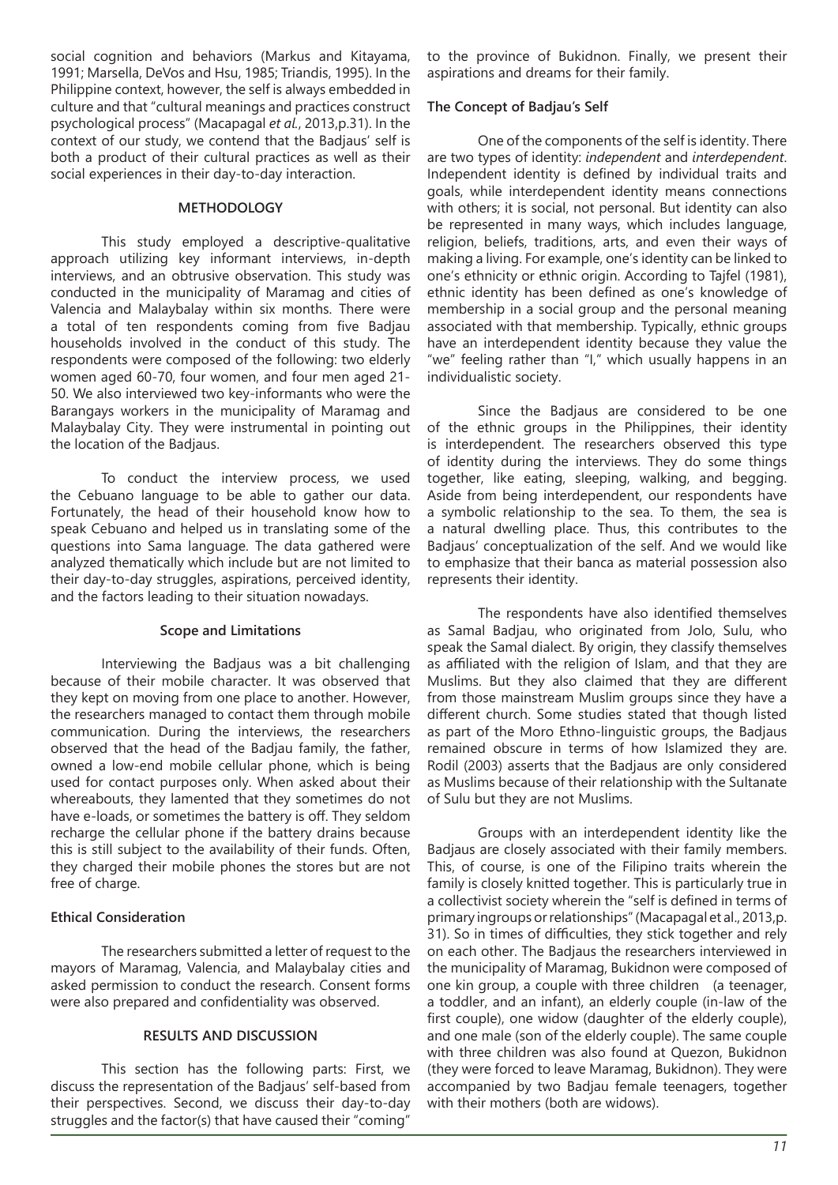social cognition and behaviors (Markus and Kitayama, 1991; Marsella, DeVos and Hsu, 1985; Triandis, 1995). In the Philippine context, however, the self is always embedded in culture and that "cultural meanings and practices construct psychological process" (Macapagal *et al.*, 2013,p.31). In the context of our study, we contend that the Badjaus' self is both a product of their cultural practices as well as their social experiences in their day-to-day interaction.

## METHODOLOGY

This study employed a descriptive-qualitative approach utilizing key informant interviews, in-depth interviews, and an obtrusive observation. This study was conducted in the municipality of Maramag and cities of Valencia and Malaybalay within six months. There were a total of ten respondents coming from five Badjau households involved in the conduct of this study. The respondents were composed of the following: two elderly women aged 60-70, four women, and four men aged 21-50. We also interviewed two key-informants who were the Barangays workers in the municipality of Maramag and Malaybalay City. They were instrumental in pointing out the location of the Badjaus.

To conduct the interview process, we used the Cebuano language to be able to gather our data. Fortunately, the head of their household know how to speak Cebuano and helped us in translating some of the questions into Sama language. The data gathered were analyzed thematically which include but are not limited to their day-to-day struggles, aspirations, perceived identity, and the factors leading to their situation nowadays.

### Scope and Limitations

Interviewing the Badjaus was a bit challenging because of their mobile character. It was observed that they kept on moving from one place to another. However, the researchers managed to contact them through mobile communication. During the interviews, the researchers observed that the head of the Badjau family, the father, owned a low-end mobile cellular phone, which is being used for contact purposes only. When asked about their whereabouts, they lamented that they sometimes do not have e-loads, or sometimes the battery is off. They seldom recharge the cellular phone if the battery drains because this is still subject to the availability of their funds. Often, they charged their mobile phones the stores but are not free of charge.

### Ethical Consideration

The researchers submitted a letter of request to the mayors of Maramag, Valencia, and Malaybalay cities and asked permission to conduct the research. Consent forms were also prepared and confidentiality was observed.

## RESULTS AND DISCUSSION

This section has the following parts: First, we discuss the representation of the Badjaus' self-based from their perspectives. Second, we discuss their day-to-day struggles and the factor(s) that have caused their "coming" to the province of Bukidnon. Finally, we present their aspirations and dreams for their family.

### The Concept of Badjau's Self

One of the components of the self is identity. There are two types of identity: *independent* and *interdependent*. Independent identity is defined by individual traits and goals, while interdependent identity means connections with others; it is social, not personal. But identity can also be represented in many ways, which includes language, religion, beliefs, traditions, arts, and even their ways of making a living. For example, one's identity can be linked to one's ethnicity or ethnic origin. According to Tajfel (1981), ethnic identity has been defined as one's knowledge of membership in a social group and the personal meaning associated with that membership. Typically, ethnic groups have an interdependent identity because they value the "we" feeling rather than "I," which usually happens in an individualistic society.

Since the Badjaus are considered to be one of the ethnic groups in the Philippines, their identity is interdependent. The researchers observed this type of identity during the interviews. They do some things together, like eating, sleeping, walking, and begging. Aside from being interdependent, our respondents have a symbolic relationship to the sea. To them, the sea is a natural dwelling place. Thus, this contributes to the Badjaus' conceptualization of the self. And we would like to emphasize that their banca as material possession also represents their identity.

The respondents have also identified themselves as Samal Badjau, who originated from Jolo, Sulu, who speak the Samal dialect. By origin, they classify themselves as affiliated with the religion of Islam, and that they are Muslims. But they also claimed that they are different from those mainstream Muslim groups since they have a different church. Some studies stated that though listed as part of the Moro Ethno-linguistic groups, the Badjaus remained obscure in terms of how Islamized they are. Rodil (2003) asserts that the Badjaus are only considered as Muslims because of their relationship with the Sultanate of Sulu but they are not Muslims.

Groups with an interdependent identity like the Badjaus are closely associated with their family members. This, of course, is one of the Filipino traits wherein the family is closely knitted together. This is particularly true in a collectivist society wherein the "self is defined in terms of primary ingroups or relationships" (Macapagal et al., 2013,p. 31). So in times of difficulties, they stick together and rely on each other. The Badjaus the researchers interviewed in the municipality of Maramag, Bukidnon were composed of one kin group, a couple with three children (a teenager, a toddler, and an infant), an elderly couple (in-law of the first couple), one widow (daughter of the elderly couple), and one male (son of the elderly couple). The same couple with three children was also found at Quezon, Bukidnon (they were forced to leave Maramag, Bukidnon). They were accompanied by two Badjau female teenagers, together with their mothers (both are widows).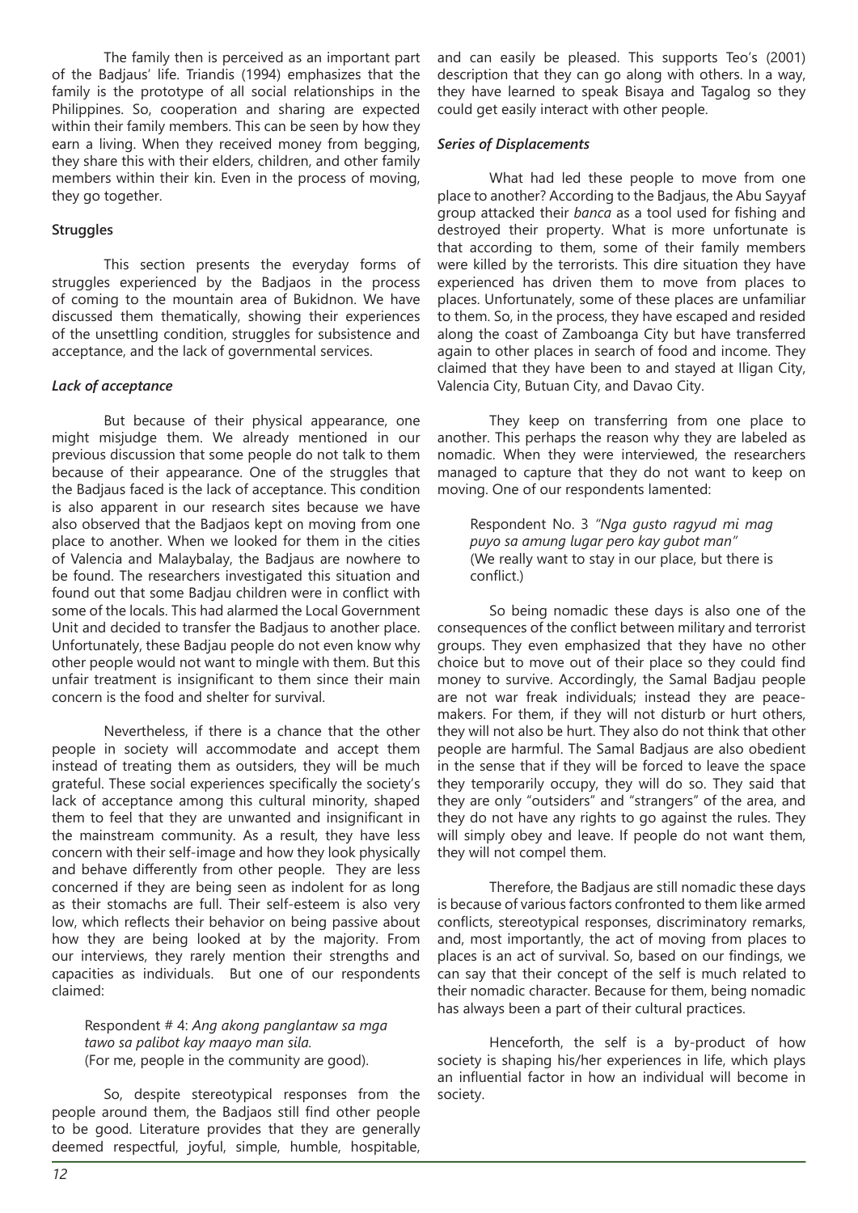The family then is perceived as an important part of the Badjaus' life. Triandis (1994) emphasizes that the family is the prototype of all social relationships in the Philippines. So, cooperation and sharing are expected within their family members. This can be seen by how they earn a living. When they received money from begging, they share this with their elders, children, and other family members within their kin. Even in the process of moving, they go together.

### Struggles

This section presents the everyday forms of struggles experienced by the Badjaos in the process of coming to the mountain area of Bukidnon. We have discussed them thematically, showing their experiences of the unsettling condition, struggles for subsistence and acceptance, and the lack of governmental services.

#### *Lack of acceptance*

But because of their physical appearance, one might misjudge them. We already mentioned in our previous discussion that some people do not talk to them because of their appearance. One of the struggles that the Badjaus faced is the lack of acceptance. This condition is also apparent in our research sites because we have also observed that the Badjaos kept on moving from one place to another. When we looked for them in the cities of Valencia and Malaybalay, the Badjaus are nowhere to be found. The researchers investigated this situation and found out that some Badjau children were in conflict with some of the locals. This had alarmed the Local Government Unit and decided to transfer the Badjaus to another place. Unfortunately, these Badjau people do not even know why other people would not want to mingle with them. But this unfair treatment is insignificant to them since their main concern is the food and shelter for survival.

Nevertheless, if there is a chance that the other people in society will accommodate and accept them instead of treating them as outsiders, they will be much grateful. These social experiences specifically the society's lack of acceptance among this cultural minority, shaped them to feel that they are unwanted and insignificant in the mainstream community. As a result, they have less concern with their self-image and how they look physically and behave differently from other people. They are less concerned if they are being seen as indolent for as long as their stomachs are full. Their self-esteem is also very low, which reflects their behavior on being passive about how they are being looked at by the majority. From our interviews, they rarely mention their strengths and capacities as individuals. But one of our respondents claimed:

> Respondent # 4: *Ang akong panglantaw sa mga tawo sa palibot kay maayo man sila.*
> (For me, people in the community are good).

So, despite stereotypical responses from the people around them, the Badjaos still find other people to be good. Literature provides that they are generally deemed respectful, joyful, simple, humble, hospitable, and can easily be pleased. This supports Teo's (2001) description that they can go along with others. In a way, they have learned to speak Bisaya and Tagalog so they could get easily interact with other people.

#### *Series of Displacements*

What had led these people to move from one place to another? According to the Badjaus, the Abu Sayyaf group attacked their *banca* as a tool used for fishing and destroyed their property. What is more unfortunate is that according to them, some of their family members were killed by the terrorists. This dire situation they have experienced has driven them to move from places to places. Unfortunately, some of these places are unfamiliar to them. So, in the process, they have escaped and resided along the coast of Zamboanga City but have transferred again to other places in search of food and income. They claimed that they have been to and stayed at Iligan City, Valencia City, Butuan City, and Davao City.

They keep on transferring from one place to another. This perhaps the reason why they are labeled as nomadic. When they were interviewed, the researchers managed to capture that they do not want to keep on moving. One of our respondents lamented:

> Respondent No. 3 *"Nga gusto ragyud mi mag puyo sa amung lugar pero kay gubot man"*
> (We really want to stay in our place, but there is conflict.)

So being nomadic these days is also one of the consequences of the conflict between military and terrorist groups. They even emphasized that they have no other choice but to move out of their place so they could find money to survive. Accordingly, the Samal Badjau people are not war freak individuals; instead they are peace-makers. For them, if they will not disturb or hurt others, they will not also be hurt. They also do not think that other people are harmful. The Samal Badjaus are also obedient in the sense that if they will be forced to leave the space they temporarily occupy, they will do so. They said that they are only "outsiders" and "strangers" of the area, and they do not have any rights to go against the rules. They will simply obey and leave. If people do not want them, they will not compel them.

Therefore, the Badjaus are still nomadic these days is because of various factors confronted to them like armed conflicts, stereotypical responses, discriminatory remarks, and, most importantly, the act of moving from places to places is an act of survival. So, based on our findings, we can say that their concept of the self is much related to their nomadic character. Because for them, being nomadic has always been a part of their cultural practices.

Henceforth, the self is a by-product of how society is shaping his/her experiences in life, which plays an influential factor in how an individual will become in society.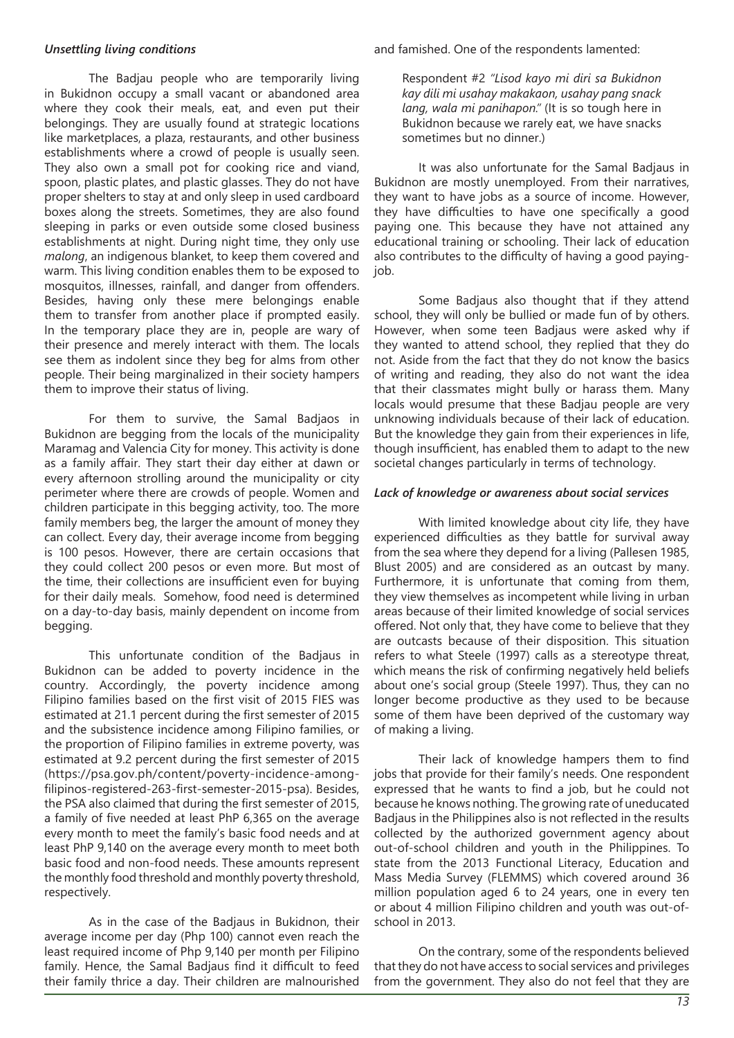### *Unsettling living conditions*

The Badjau people who are temporarily living in Bukidnon occupy a small vacant or abandoned area where they cook their meals, eat, and even put their belongings. They are usually found at strategic locations like marketplaces, a plaza, restaurants, and other business establishments where a crowd of people is usually seen. They also own a small pot for cooking rice and viand, spoon, plastic plates, and plastic glasses. They do not have proper shelters to stay at and only sleep in used cardboard boxes along the streets. Sometimes, they are also found sleeping in parks or even outside some closed business establishments at night. During night time, they only use *malong*, an indigenous blanket, to keep them covered and warm. This living condition enables them to be exposed to mosquitos, illnesses, rainfall, and danger from offenders. Besides, having only these mere belongings enable them to transfer from another place if prompted easily. In the temporary place they are in, people are wary of their presence and merely interact with them. The locals see them as indolent since they beg for alms from other people. Their being marginalized in their society hampers them to improve their status of living.

For them to survive, the Samal Badjaos in Bukidnon are begging from the locals of the municipality Maramag and Valencia City for money. This activity is done as a family affair. They start their day either at dawn or every afternoon strolling around the municipality or city perimeter where there are crowds of people. Women and children participate in this begging activity, too. The more family members beg, the larger the amount of money they can collect. Every day, their average income from begging is 100 pesos. However, there are certain occasions that they could collect 200 pesos or even more. But most of the time, their collections are insufficient even for buying for their daily meals. Somehow, food need is determined on a day-to-day basis, mainly dependent on income from begging.

This unfortunate condition of the Badjaus in Bukidnon can be added to poverty incidence in the country. Accordingly, the poverty incidence among Filipino families based on the first visit of 2015 FIES was estimated at 21.1 percent during the first semester of 2015 and the subsistence incidence among Filipino families, or the proportion of Filipino families in extreme poverty, was estimated at 9.2 percent during the first semester of 2015 (https://psa.gov.ph/content/poverty-incidence-among-filipinos-registered-263-first-semester-2015-psa). Besides, the PSA also claimed that during the first semester of 2015, a family of five needed at least PhP 6,365 on the average every month to meet the family's basic food needs and at least PhP 9,140 on the average every month to meet both basic food and non-food needs. These amounts represent the monthly food threshold and monthly poverty threshold, respectively.

As in the case of the Badjaus in Bukidnon, their average income per day (Php 100) cannot even reach the least required income of Php 9,140 per month per Filipino family. Hence, the Samal Badjaus find it difficult to feed their family thrice a day. Their children are malnourished and famished. One of the respondents lamented:

> Respondent #2 *"Lisod kayo mi diri sa Bukidnon kay dili mi usahay makakaon, usahay pang snack lang, wala mi panihapon."* (It is so tough here in Bukidnon because we rarely eat, we have snacks sometimes but no dinner.)

It was also unfortunate for the Samal Badjaus in Bukidnon are mostly unemployed. From their narratives, they want to have jobs as a source of income. However, they have difficulties to have one specifically a good paying one. This because they have not attained any educational training or schooling. Their lack of education also contributes to the difficulty of having a good paying-job.

Some Badjaus also thought that if they attend school, they will only be bullied or made fun of by others. However, when some teen Badjaus were asked why if they wanted to attend school, they replied that they do not. Aside from the fact that they do not know the basics of writing and reading, they also do not want the idea that their classmates might bully or harass them. Many locals would presume that these Badjau people are very unknowing individuals because of their lack of education. But the knowledge they gain from their experiences in life, though insufficient, has enabled them to adapt to the new societal changes particularly in terms of technology.

### *Lack of knowledge or awareness about social services*

With limited knowledge about city life, they have experienced difficulties as they battle for survival away from the sea where they depend for a living (Pallesen 1985, Blust 2005) and are considered as an outcast by many. Furthermore, it is unfortunate that coming from them, they view themselves as incompetent while living in urban areas because of their limited knowledge of social services offered. Not only that, they have come to believe that they are outcasts because of their disposition. This situation refers to what Steele (1997) calls as a stereotype threat, which means the risk of confirming negatively held beliefs about one's social group (Steele 1997). Thus, they can no longer become productive as they used to be because some of them have been deprived of the customary way of making a living.

Their lack of knowledge hampers them to find jobs that provide for their family's needs. One respondent expressed that he wants to find a job, but he could not because he knows nothing. The growing rate of uneducated Badjaus in the Philippines also is not reflected in the results collected by the authorized government agency about out-of-school children and youth in the Philippines. To state from the 2013 Functional Literacy, Education and Mass Media Survey (FLEMMS) which covered around 36 million population aged 6 to 24 years, one in every ten or about 4 million Filipino children and youth was out-of-school in 2013.

On the contrary, some of the respondents believed that they do not have access to social services and privileges from the government. They also do not feel that they are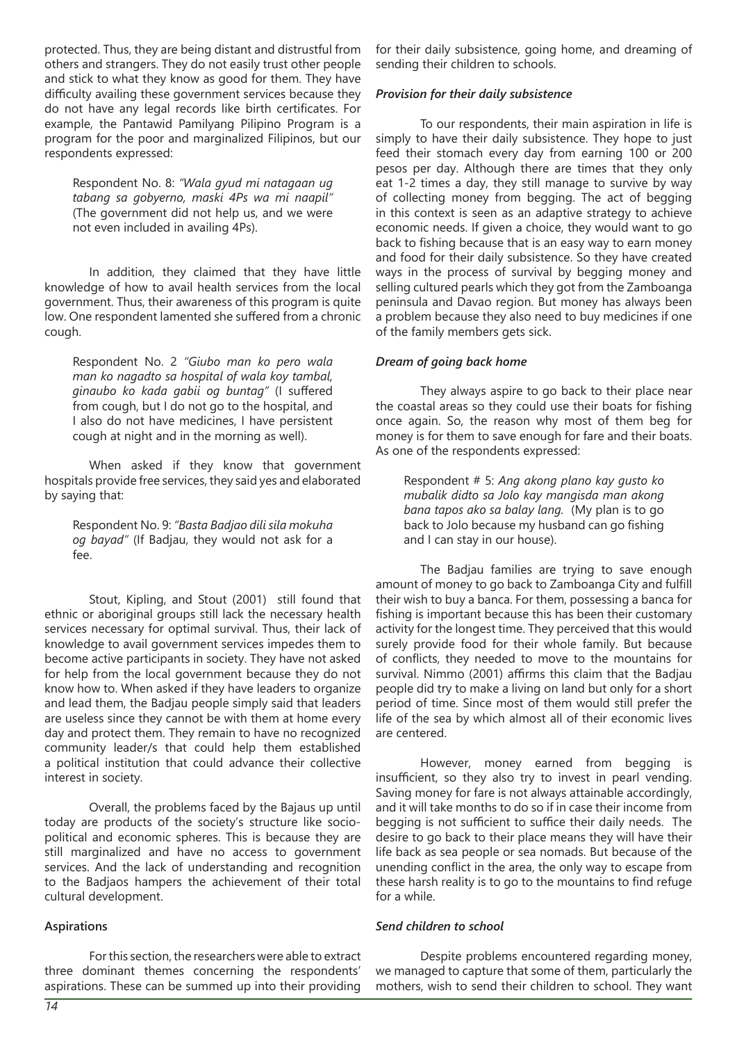protected. Thus, they are being distant and distrustful from others and strangers. They do not easily trust other people and stick to what they know as good for them. They have difficulty availing these government services because they do not have any legal records like birth certificates. For example, the Pantawid Pamilyang Pilipino Program is a program for the poor and marginalized Filipinos, but our respondents expressed:

> Respondent No. 8: *"Wala gyud mi natagaan ug tabang sa gobyerno, maski 4Ps wa mi naapil"* (The government did not help us, and we were not even included in availing 4Ps).

In addition, they claimed that they have little knowledge of how to avail health services from the local government. Thus, their awareness of this program is quite low. One respondent lamented she suffered from a chronic cough.

> Respondent No. 2 *"Giubo man ko pero wala man ko nagadto sa hospital of wala koy tambal, ginaubo ko kada gabii og buntag"* (I suffered from cough, but I do not go to the hospital, and I also do not have medicines, I have persistent cough at night and in the morning as well).

When asked if they know that government hospitals provide free services, they said yes and elaborated by saying that:

> Respondent No. 9: *"Basta Badjao dili sila mokuha og bayad"* (If Badjau, they would not ask for a fee.

Stout, Kipling, and Stout (2001) still found that ethnic or aboriginal groups still lack the necessary health services necessary for optimal survival. Thus, their lack of knowledge to avail government services impedes them to become active participants in society. They have not asked for help from the local government because they do not know how to. When asked if they have leaders to organize and lead them, the Badjau people simply said that leaders are useless since they cannot be with them at home every day and protect them. They remain to have no recognized community leader/s that could help them established a political institution that could advance their collective interest in society.

Overall, the problems faced by the Bajaus up until today are products of the society's structure like socio-political and economic spheres. This is because they are still marginalized and have no access to government services. And the lack of understanding and recognition to the Badjaos hampers the achievement of their total cultural development.

## Aspirations

For this section, the researchers were able to extract three dominant themes concerning the respondents' aspirations. These can be summed up into their providing for their daily subsistence, going home, and dreaming of sending their children to schools.

### *Provision for their daily subsistence*

To our respondents, their main aspiration in life is simply to have their daily subsistence. They hope to just feed their stomach every day from earning 100 or 200 pesos per day. Although there are times that they only eat 1-2 times a day, they still manage to survive by way of collecting money from begging. The act of begging in this context is seen as an adaptive strategy to achieve economic needs. If given a choice, they would want to go back to fishing because that is an easy way to earn money and food for their daily subsistence. So they have created ways in the process of survival by begging money and selling cultured pearls which they got from the Zamboanga peninsula and Davao region. But money has always been a problem because they also need to buy medicines if one of the family members gets sick.

### *Dream of going back home*

They always aspire to go back to their place near the coastal areas so they could use their boats for fishing once again. So, the reason why most of them beg for money is for them to save enough for fare and their boats. As one of the respondents expressed:

> Respondent # 5: *Ang akong plano kay gusto ko mubalik didto sa Jolo kay mangisda man akong bana tapos ako sa balay lang.* (My plan is to go back to Jolo because my husband can go fishing and I can stay in our house).

The Badjau families are trying to save enough amount of money to go back to Zamboanga City and fulfill their wish to buy a banca. For them, possessing a banca for fishing is important because this has been their customary activity for the longest time. They perceived that this would surely provide food for their whole family. But because of conflicts, they needed to move to the mountains for survival. Nimmo (2001) affirms this claim that the Badjau people did try to make a living on land but only for a short period of time. Since most of them would still prefer the life of the sea by which almost all of their economic lives are centered.

However, money earned from begging is insufficient, so they also try to invest in pearl vending. Saving money for fare is not always attainable accordingly, and it will take months to do so if in case their income from begging is not sufficient to suffice their daily needs. The desire to go back to their place means they will have their life back as sea people or sea nomads. But because of the unending conflict in the area, the only way to escape from these harsh reality is to go to the mountains to find refuge for a while.

### *Send children to school*

Despite problems encountered regarding money, we managed to capture that some of them, particularly the mothers, wish to send their children to school. They want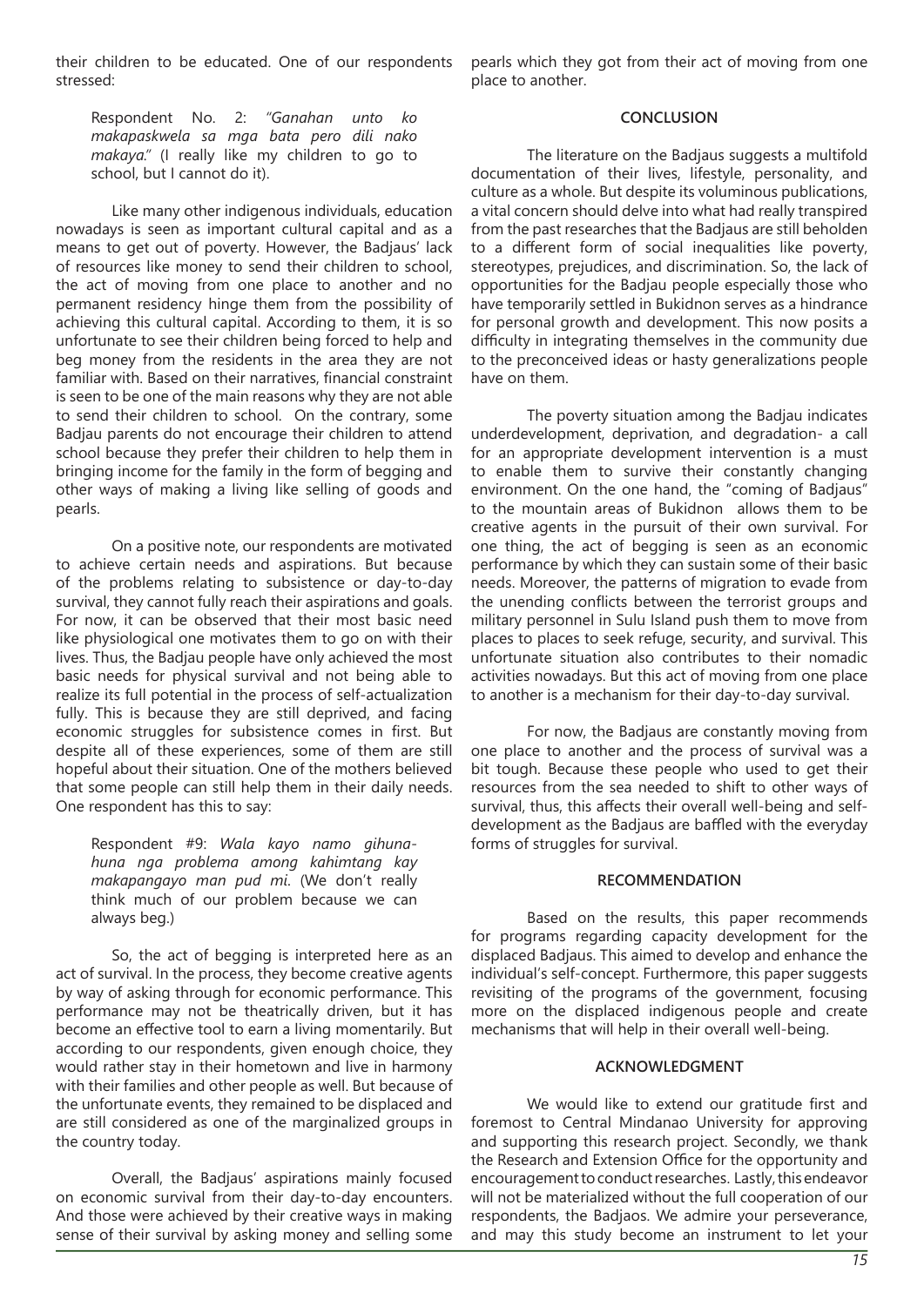their children to be educated. One of our respondents stressed:

> Respondent No. 2: "*Ganahan unto ko makapaskwela sa mga bata pero dili nako makaya.*" (I really like my children to go to school, but I cannot do it).

Like many other indigenous individuals, education nowadays is seen as important cultural capital and as a means to get out of poverty. However, the Badjaus' lack of resources like money to send their children to school, the act of moving from one place to another and no permanent residency hinge them from the possibility of achieving this cultural capital. According to them, it is so unfortunate to see their children being forced to help and beg money from the residents in the area they are not familiar with. Based on their narratives, financial constraint is seen to be one of the main reasons why they are not able to send their children to school. On the contrary, some Badjau parents do not encourage their children to attend school because they prefer their children to help them in bringing income for the family in the form of begging and other ways of making a living like selling of goods and pearls.

On a positive note, our respondents are motivated to achieve certain needs and aspirations. But because of the problems relating to subsistence or day-to-day survival, they cannot fully reach their aspirations and goals. For now, it can be observed that their most basic need like physiological one motivates them to go on with their lives. Thus, the Badjau people have only achieved the most basic needs for physical survival and not being able to realize its full potential in the process of self-actualization fully. This is because they are still deprived, and facing economic struggles for subsistence comes in first. But despite all of these experiences, some of them are still hopeful about their situation. One of the mothers believed that some people can still help them in their daily needs. One respondent has this to say:

> Respondent #9: *Wala kayo namo gihuna-huna nga problema among kahimtang kay makapangayo man pud mi.* (We don't really think much of our problem because we can always beg.)

So, the act of begging is interpreted here as an act of survival. In the process, they become creative agents by way of asking through for economic performance. This performance may not be theatrically driven, but it has become an effective tool to earn a living momentarily. But according to our respondents, given enough choice, they would rather stay in their hometown and live in harmony with their families and other people as well. But because of the unfortunate events, they remained to be displaced and are still considered as one of the marginalized groups in the country today.

Overall, the Badjaus' aspirations mainly focused on economic survival from their day-to-day encounters. And those were achieved by their creative ways in making sense of their survival by asking money and selling some pearls which they got from their act of moving from one place to another.

## CONCLUSION

The literature on the Badjaus suggests a multifold documentation of their lives, lifestyle, personality, and culture as a whole. But despite its voluminous publications, a vital concern should delve into what had really transpired from the past researches that the Badjaus are still beholden to a different form of social inequalities like poverty, stereotypes, prejudices, and discrimination. So, the lack of opportunities for the Badjau people especially those who have temporarily settled in Bukidnon serves as a hindrance for personal growth and development. This now posits a difficulty in integrating themselves in the community due to the preconceived ideas or hasty generalizations people have on them.

The poverty situation among the Badjau indicates underdevelopment, deprivation, and degradation- a call for an appropriate development intervention is a must to enable them to survive their constantly changing environment. On the one hand, the "coming of Badjaus" to the mountain areas of Bukidnon allows them to be creative agents in the pursuit of their own survival. For one thing, the act of begging is seen as an economic performance by which they can sustain some of their basic needs. Moreover, the patterns of migration to evade from the unending conflicts between the terrorist groups and military personnel in Sulu Island push them to move from places to places to seek refuge, security, and survival. This unfortunate situation also contributes to their nomadic activities nowadays. But this act of moving from one place to another is a mechanism for their day-to-day survival.

For now, the Badjaus are constantly moving from one place to another and the process of survival was a bit tough. Because these people who used to get their resources from the sea needed to shift to other ways of survival, thus, this affects their overall well-being and self-development as the Badjaus are baffled with the everyday forms of struggles for survival.

## RECOMMENDATION

Based on the results, this paper recommends for programs regarding capacity development for the displaced Badjaus. This aimed to develop and enhance the individual's self-concept. Furthermore, this paper suggests revisiting of the programs of the government, focusing more on the displaced indigenous people and create mechanisms that will help in their overall well-being.

## ACKNOWLEDGMENT

We would like to extend our gratitude first and foremost to Central Mindanao University for approving and supporting this research project. Secondly, we thank the Research and Extension Office for the opportunity and encouragement to conduct researches. Lastly, this endeavor will not be materialized without the full cooperation of our respondents, the Badjaos. We admire your perseverance, and may this study become an instrument to let your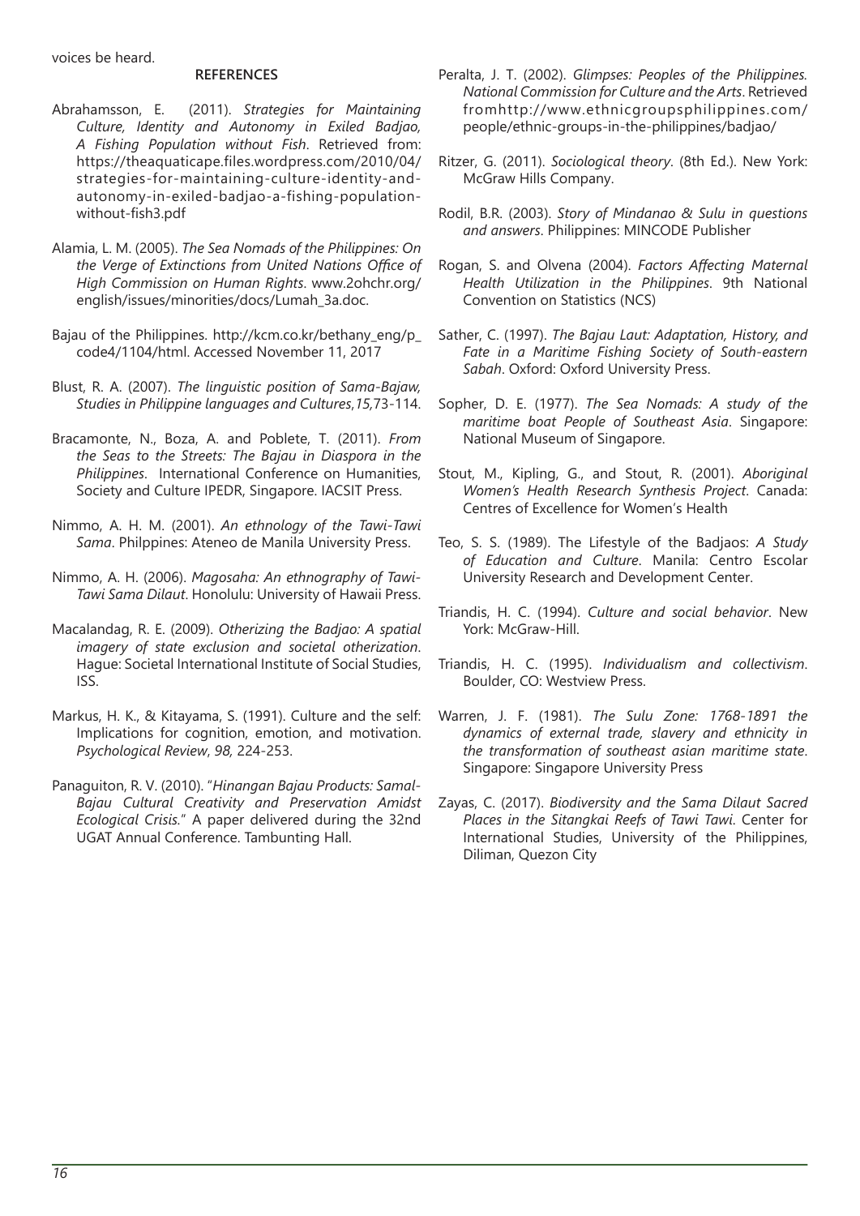voices be heard.

## REFERENCES

Abrahamsson, E. (2011). *Strategies for Maintaining Culture, Identity and Autonomy in Exiled Badjao, A Fishing Population without Fish*. Retrieved from: https://theaquaticape.files.wordpress.com/2010/04/strategies-for-maintaining-culture-identity-and-autonomy-in-exiled-badjao-a-fishing-population-without-fish3.pdf

Alamia, L. M. (2005). *The Sea Nomads of the Philippines: On the Verge of Extinctions from United Nations Office of High Commission on Human Rights*. www.2ohchr.org/english/issues/minorities/docs/Lumah_3a.doc.

Bajau of the Philippines. http://kcm.co.kr/bethany_eng/p_code4/1104/html. Accessed November 11, 2017

Blust, R. A. (2007). *The linguistic position of Sama-Bajaw, Studies in Philippine languages and Cultures,15,*73-114.

Bracamonte, N., Boza, A. and Poblete, T. (2011). *From the Seas to the Streets: The Bajau in Diaspora in the Philippines*. International Conference on Humanities, Society and Culture IPEDR, Singapore. IACSIT Press.

Nimmo, A. H. M. (2001). *An ethnology of the Tawi-Tawi Sama*. Philppines: Ateneo de Manila University Press.

Nimmo, A. H. (2006). *Magosaha: An ethnography of Tawi-Tawi Sama Dilaut*. Honolulu: University of Hawaii Press.

Macalandag, R. E. (2009). *Otherizing the Badjao: A spatial imagery of state exclusion and societal otherization*. Hague: Societal International Institute of Social Studies, ISS.

Markus, H. K., & Kitayama, S. (1991). Culture and the self: Implications for cognition, emotion, and motivation. *Psychological Review*, *98,* 224-253.

Panaguiton, R. V. (2010). "*Hinangan Bajau Products: Samal-Bajau Cultural Creativity and Preservation Amidst Ecological Crisis.*" A paper delivered during the 32nd UGAT Annual Conference. Tambunting Hall.

Peralta, J. T. (2002). *Glimpses: Peoples of the Philippines. National Commission for Culture and the Arts*. Retrieved fromhttp://www.ethnicgroupsphilippines.com/people/ethnic-groups-in-the-philippines/badjao/

Ritzer, G. (2011). *Sociological theory*. (8th Ed.). New York: McGraw Hills Company.

Rodil, B.R. (2003). *Story of Mindanao & Sulu in questions and answers*. Philippines: MINCODE Publisher

Rogan, S. and Olvena (2004). *Factors Affecting Maternal Health Utilization in the Philippines*. 9th National Convention on Statistics (NCS)

Sather, C. (1997). *The Bajau Laut: Adaptation, History, and Fate in a Maritime Fishing Society of South-eastern Sabah*. Oxford: Oxford University Press.

Sopher, D. E. (1977). *The Sea Nomads: A study of the maritime boat People of Southeast Asia*. Singapore: National Museum of Singapore.

Stout, M., Kipling, G., and Stout, R. (2001). *Aboriginal Women's Health Research Synthesis Project*. Canada: Centres of Excellence for Women's Health

Teo, S. S. (1989). The Lifestyle of the Badjaos: *A Study of Education and Culture*. Manila: Centro Escolar University Research and Development Center.

Triandis, H. C. (1994). *Culture and social behavior*. New York: McGraw-Hill.

Triandis, H. C. (1995). *Individualism and collectivism*. Boulder, CO: Westview Press.

Warren, J. F. (1981). *The Sulu Zone: 1768-1891 the dynamics of external trade, slavery and ethnicity in the transformation of southeast asian maritime state*. Singapore: Singapore University Press

Zayas, C. (2017). *Biodiversity and the Sama Dilaut Sacred Places in the Sitangkai Reefs of Tawi Tawi*. Center for International Studies, University of the Philippines, Diliman, Quezon City